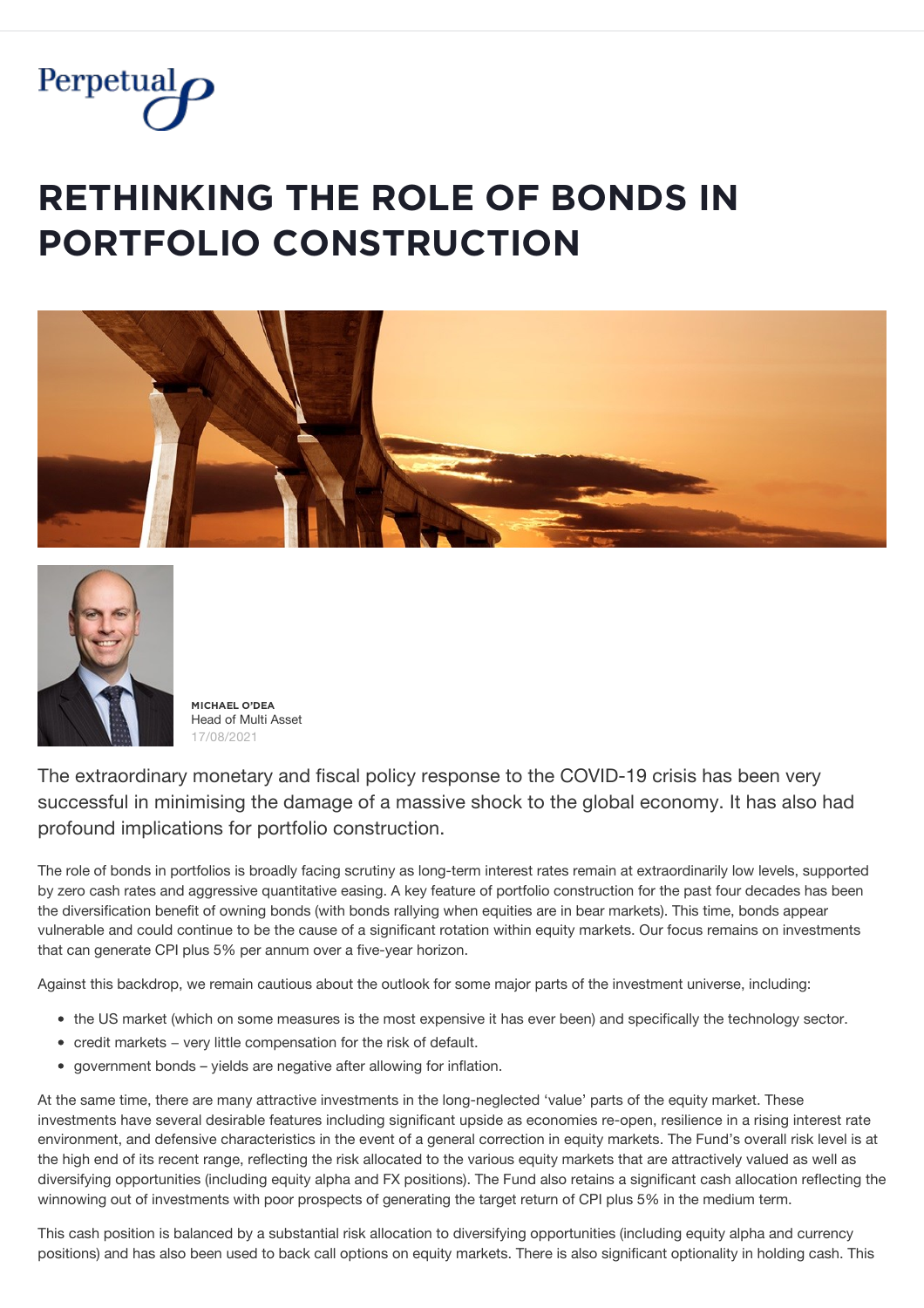Perpetual

# RETHINKING THE ROLE OF BONDS IN PORTFOLIO CONSTRUCTION

**MICHAEL O'DEA**
Head of Multi Asset
17/08/2021

The extraordinary monetary and fiscal policy response to the COVID-19 crisis has been very successful in minimising the damage of a massive shock to the global economy. It has also had profound implications for portfolio construction.

The role of bonds in portfolios is broadly facing scrutiny as long-term interest rates remain at extraordinarily low levels, supported by zero cash rates and aggressive quantitative easing. A key feature of portfolio construction for the past four decades has been the diversification benefit of owning bonds (with bonds rallying when equities are in bear markets). This time, bonds appear vulnerable and could continue to be the cause of a significant rotation within equity markets. Our focus remains on investments that can generate CPI plus 5% per annum over a five-year horizon.

Against this backdrop, we remain cautious about the outlook for some major parts of the investment universe, including:

- the US market (which on some measures is the most expensive it has ever been) and specifically the technology sector.
- credit markets – very little compensation for the risk of default.
- government bonds – yields are negative after allowing for inflation.

At the same time, there are many attractive investments in the long-neglected 'value' parts of the equity market. These investments have several desirable features including significant upside as economies re-open, resilience in a rising interest rate environment, and defensive characteristics in the event of a general correction in equity markets. The Fund's overall risk level is at the high end of its recent range, reflecting the risk allocated to the various equity markets that are attractively valued as well as diversifying opportunities (including equity alpha and FX positions). The Fund also retains a significant cash allocation reflecting the winnowing out of investments with poor prospects of generating the target return of CPI plus 5% in the medium term.

This cash position is balanced by a substantial risk allocation to diversifying opportunities (including equity alpha and currency positions) and has also been used to back call options on equity markets. There is also significant optionality in holding cash. This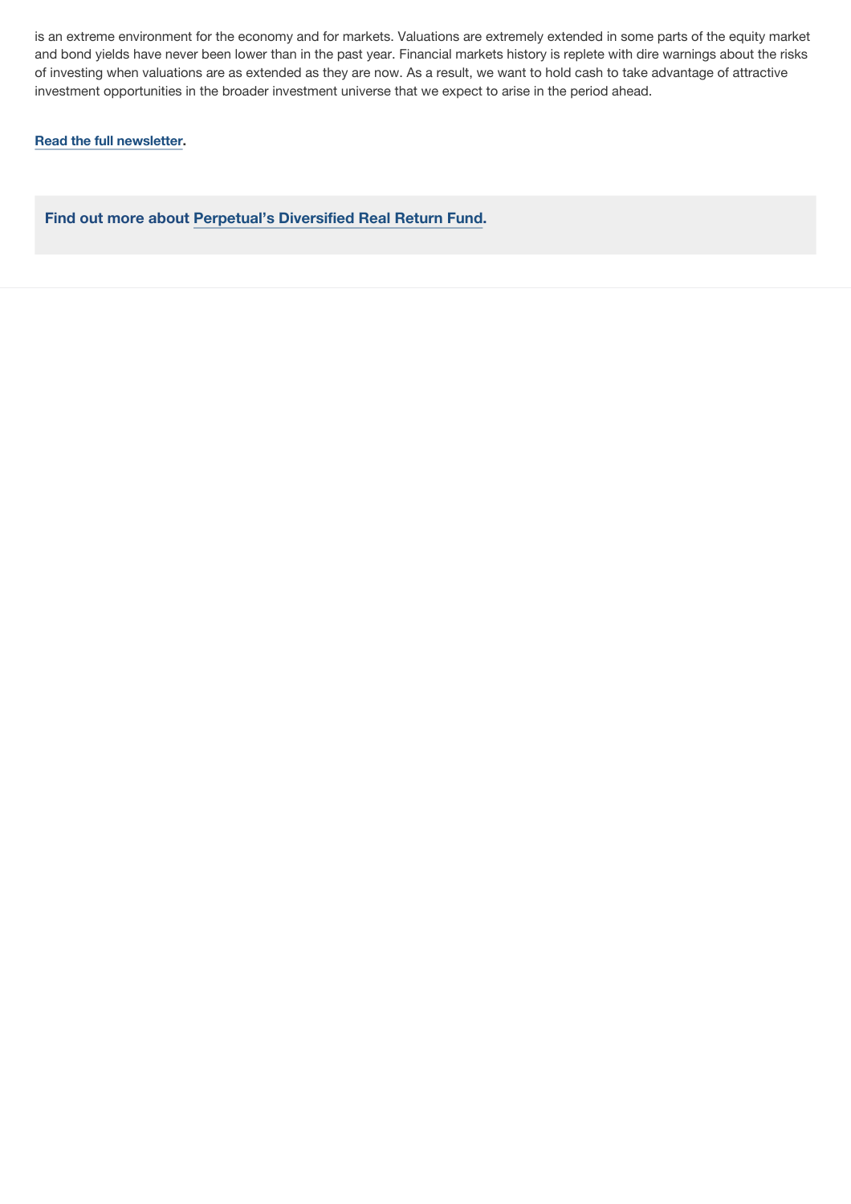is an extreme environment for the economy and for markets. Valuations are extremely extended in some parts of the equity market and bond yields have never been lower than in the past year. Financial markets history is replete with dire warnings about the risks of investing when valuations are as extended as they are now. As a result, we want to hold cash to take advantage of attractive investment opportunities in the broader investment universe that we expect to arise in the period ahead.

**Read the full newsletter.**

**Find out more about Perpetual's Diversified Real Return Fund.**